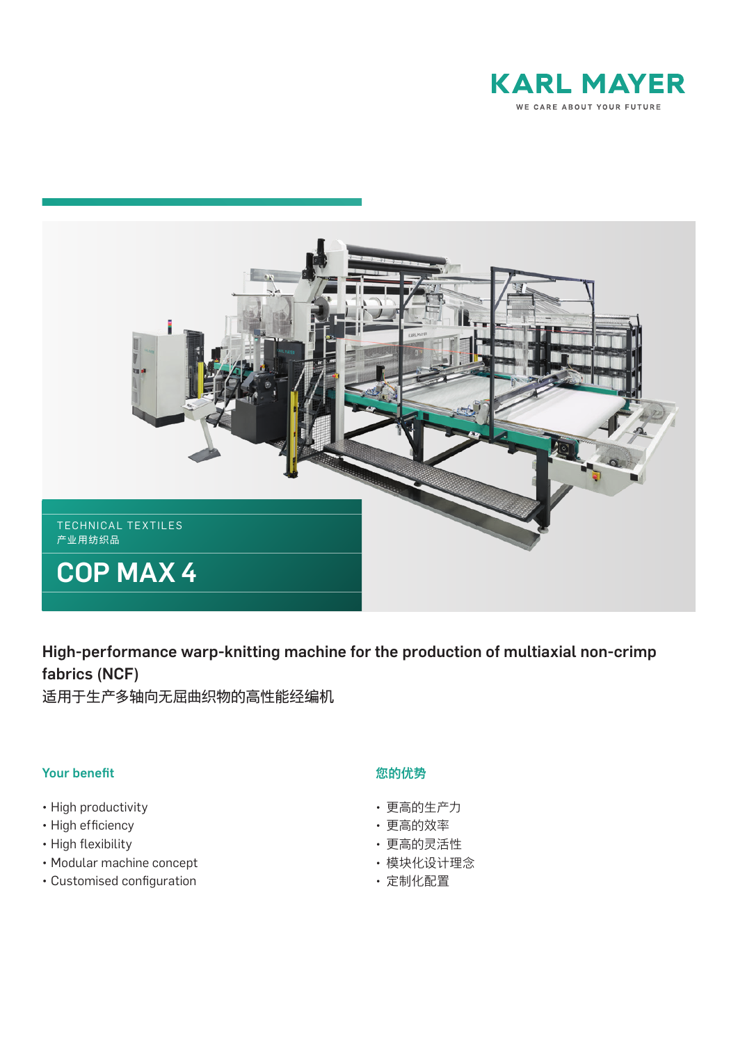KARL MAYER

WE CARE ABOUT YOUR FUTURE

TECHNICAL TEXTILES
产业用纺织品

# COP MAX 4

## High-performance warp-knitting machine for the production of multiaxial non-crimp fabrics (NCF)

## 适用于生产多轴向无屈曲织物的高性能经编机

### Your benefit

- High productivity
- High efficiency
- High flexibility
- Modular machine concept
- Customised configuration

### 您的优势

- 更高的生产力
- 更高的效率
- 更高的灵活性
- 模块化设计理念
- 定制化配置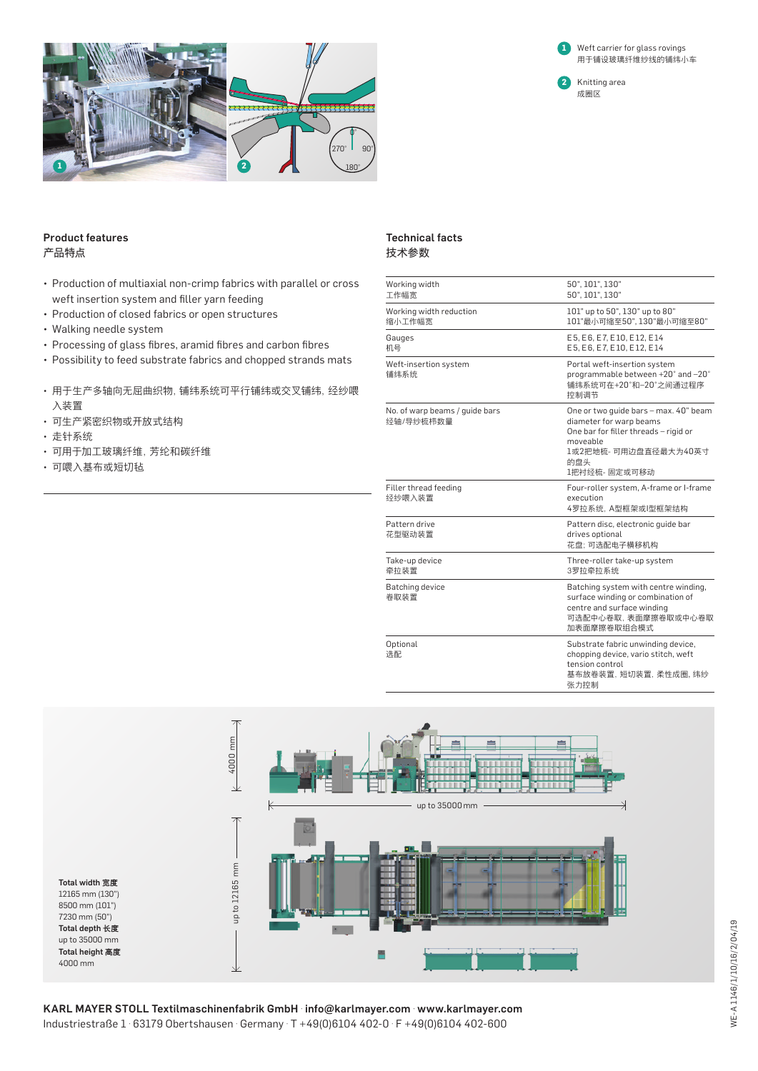1 Weft carrier for glass rovings
用于铺设玻璃纤维纱线的铺纬小车

2 Knitting area
成圈区

## Product features
## 产品特点

- Production of multiaxial non-crimp fabrics with parallel or cross weft insertion system and filler yarn feeding
- Production of closed fabrics or open structures
- Walking needle system
- Processing of glass fibres, aramid fibres and carbon fibres
- Possibility to feed substrate fabrics and chopped strands mats

- 用于生产多轴向无屈曲织物，铺纬系统可平行铺纬或交叉铺纬，经纱喂入装置
- 可生产紧密织物或开放式结构
- 走针系统
- 可用于加工玻璃纤维，芳纶和碳纤维
- 可喂入基布或短切毡

## Technical facts
## 技术参数

| | |
|---|---|
| Working width<br>工作幅宽 | 50", 101", 130"<br>50", 101", 130" |
| Working width reduction<br>缩小工作幅宽 | 101" up to 50", 130" up to 80"<br>101"最小可缩至50", 130"最小可缩至80" |
| Gauges<br>机号 | E5, E6, E7, E10, E12, E14<br>E5, E6, E7, E10, E12, E14 |
| Weft-insertion system<br>铺纬系统 | Portal weft-insertion system programmable between +20° and –20°<br>铺纬系统可在+20°和–20°之间通过程序控制调节 |
| No. of warp beams / guide bars<br>经轴/导纱梳栉数量 | One or two guide bars – max. 40" beam diameter for warp beams<br>One bar for filler threads – rigid or moveable<br>1或2把地梳- 可用边盘直径最大为40英寸的盘头<br>1把衬经梳- 固定或可移动 |
| Filler thread feeding<br>经纱喂入装置 | Four-roller system, A-frame or I-frame execution<br>4罗拉系统，A型框架或I型框架结构 |
| Pattern drive<br>花型驱动装置 | Pattern disc, electronic guide bar drives optional<br>花盘：可选配电子横移机构 |
| Take-up device<br>牵拉装置 | Three-roller take-up system<br>3罗拉牵拉系统 |
| Batching device<br>卷取装置 | Batching system with centre winding, surface winding or combination of centre and surface winding<br>可选配中心卷取，表面摩擦卷取或中心卷取加表面摩擦卷取组合模式 |
| Optional<br>选配 | Substrate fabric unwinding device, chopping device, vario stitch, weft tension control<br>基布放卷装置，短切装置，柔性成圈，纬纱张力控制 |

4000 mm

up to 35000 mm

up to 12165 mm

**Total width 宽度**
12165 mm (130")
8500 mm (101")
7230 mm (50")
**Total depth 长度**
up to 35000 mm
**Total height 高度**
4000 mm

**KARL MAYER STOLL Textilmaschinenfabrik GmbH · info@karlmayer.com · www.karlmayer.com**
Industriestraße 1 · 63179 Obertshausen · Germany · T +49(0)6104 402-0 · F +49(0)6104 402-600

WE-A 1146/1/10/16/2/04/19